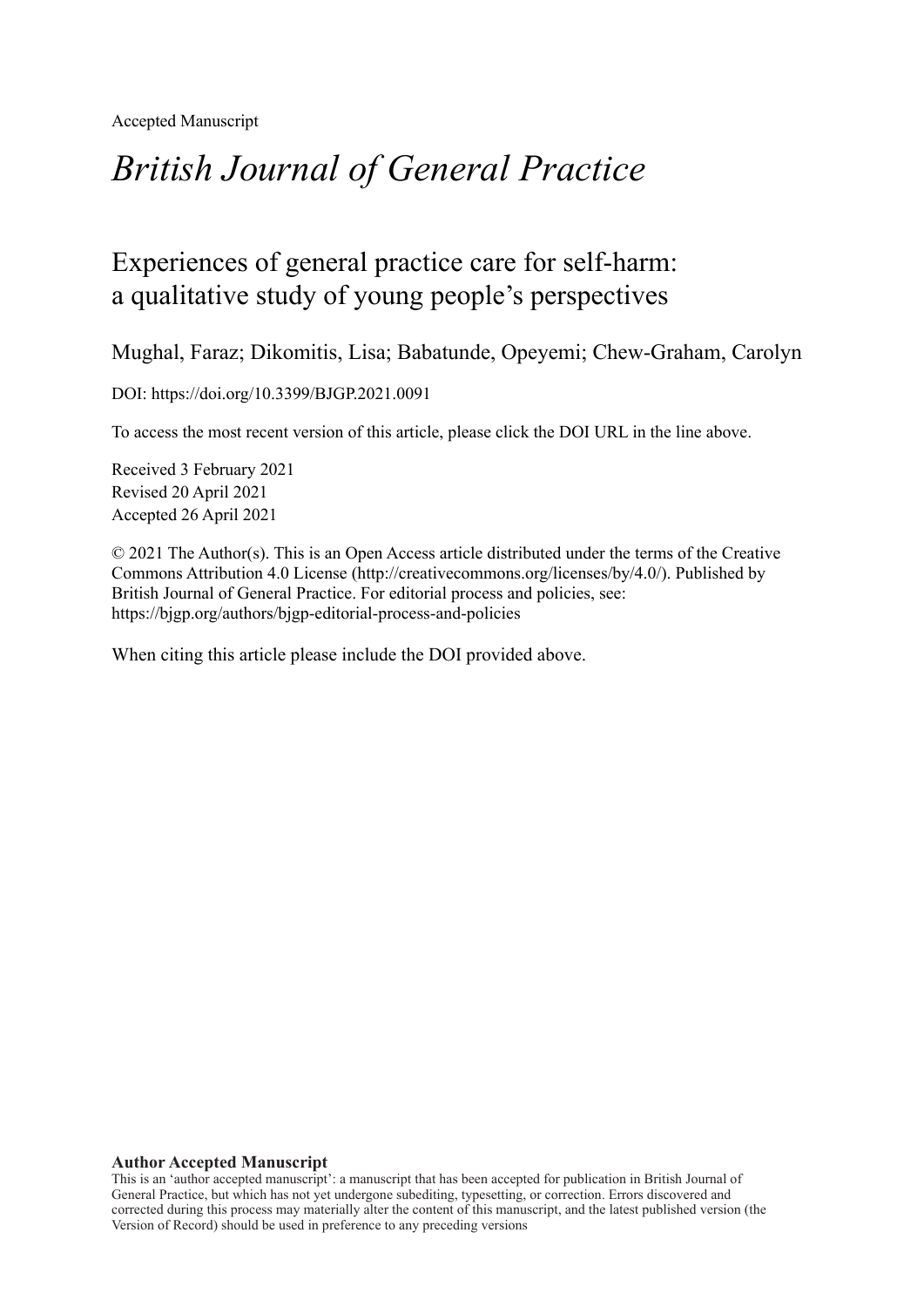Accepted Manuscript

# *British Journal of General Practice*

## Experiences of general practice care for self-harm: a qualitative study of young people's perspectives

Mughal, Faraz; Dikomitis, Lisa; Babatunde, Opeyemi; Chew-Graham, Carolyn

DOI: https://doi.org/10.3399/BJGP.2021.0091

To access the most recent version of this article, please click the DOI URL in the line above.

Received 3 February 2021
Revised 20 April 2021
Accepted 26 April 2021

© 2021 The Author(s). This is an Open Access article distributed under the terms of the Creative Commons Attribution 4.0 License (http://creativecommons.org/licenses/by/4.0/). Published by British Journal of General Practice. For editorial process and policies, see: https://bjgp.org/authors/bjgp-editorial-process-and-policies

When citing this article please include the DOI provided above.

**Author Accepted Manuscript**

This is an 'author accepted manuscript': a manuscript that has been accepted for publication in British Journal of General Practice, but which has not yet undergone subediting, typesetting, or correction. Errors discovered and corrected during this process may materially alter the content of this manuscript, and the latest published version (the Version of Record) should be used in preference to any preceding versions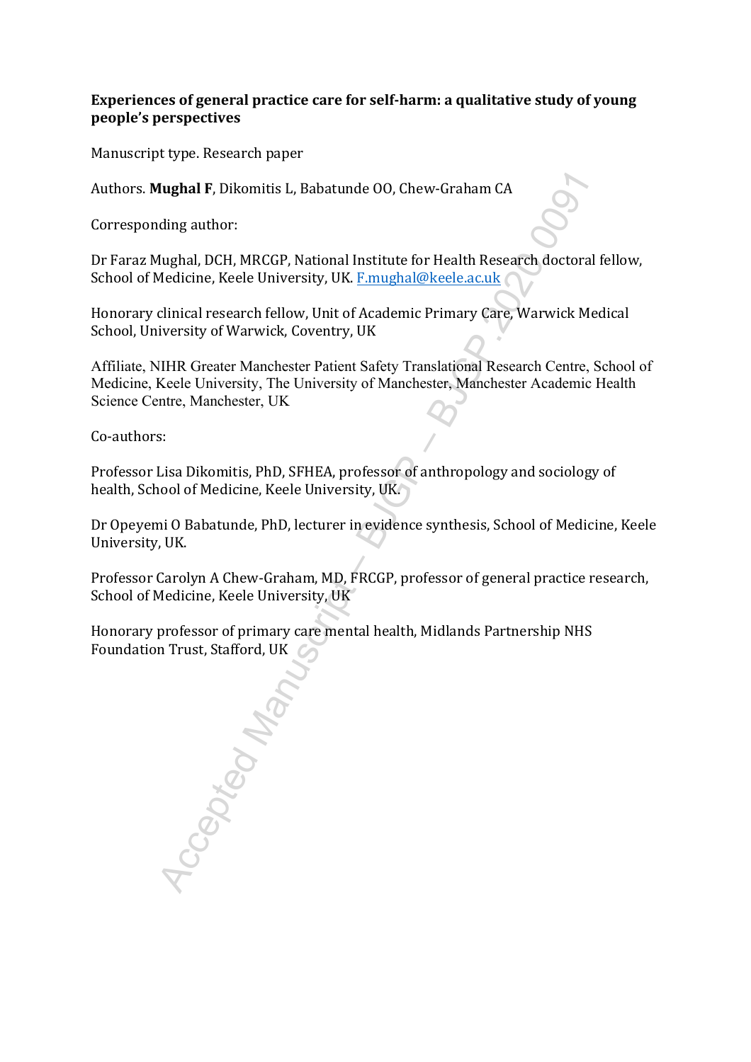**Experiences of general practice care for self-harm: a qualitative study of young people's perspectives**

Manuscript type. Research paper

Authors. **Mughal F**, Dikomitis L, Babatunde OO, Chew-Graham CA

Corresponding author:

Dr Faraz Mughal, DCH, MRCGP, National Institute for Health Research doctoral fellow, School of Medicine, Keele University, UK. F.mughal@keele.ac.uk

Honorary clinical research fellow, Unit of Academic Primary Care, Warwick Medical School, University of Warwick, Coventry, UK

Affiliate, NIHR Greater Manchester Patient Safety Translational Research Centre, School of Medicine, Keele University, The University of Manchester, Manchester Academic Health Science Centre, Manchester, UK

Co-authors:

Professor Lisa Dikomitis, PhD, SFHEA, professor of anthropology and sociology of health, School of Medicine, Keele University, UK.

Dr Opeyemi O Babatunde, PhD, lecturer in evidence synthesis, School of Medicine, Keele University, UK.

Professor Carolyn A Chew-Graham, MD, FRCGP, professor of general practice research, School of Medicine, Keele University, UK

Honorary professor of primary care mental health, Midlands Partnership NHS Foundation Trust, Stafford, UK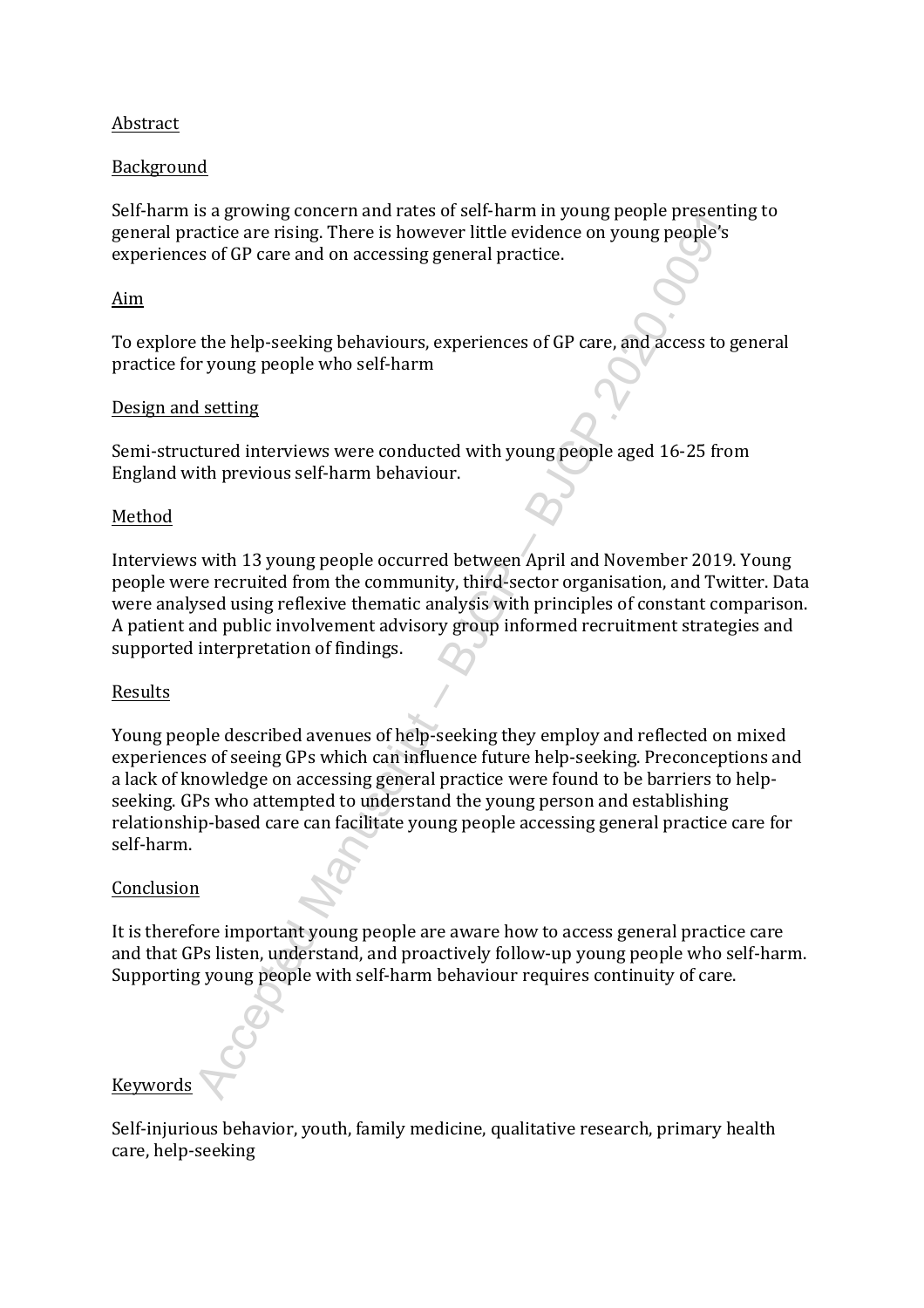## Abstract

### Background

Self-harm is a growing concern and rates of self-harm in young people presenting to general practice are rising. There is however little evidence on young people's experiences of GP care and on accessing general practice.

### Aim

To explore the help-seeking behaviours, experiences of GP care, and access to general practice for young people who self-harm

### Design and setting

Semi-structured interviews were conducted with young people aged 16-25 from England with previous self-harm behaviour.

### Method

Interviews with 13 young people occurred between April and November 2019. Young people were recruited from the community, third-sector organisation, and Twitter. Data were analysed using reflexive thematic analysis with principles of constant comparison. A patient and public involvement advisory group informed recruitment strategies and supported interpretation of findings.

### Results

Young people described avenues of help-seeking they employ and reflected on mixed experiences of seeing GPs which can influence future help-seeking. Preconceptions and a lack of knowledge on accessing general practice were found to be barriers to help-seeking. GPs who attempted to understand the young person and establishing relationship-based care can facilitate young people accessing general practice care for self-harm.

### Conclusion

It is therefore important young people are aware how to access general practice care and that GPs listen, understand, and proactively follow-up young people who self-harm. Supporting young people with self-harm behaviour requires continuity of care.

### Keywords

Self-injurious behavior, youth, family medicine, qualitative research, primary health care, help-seeking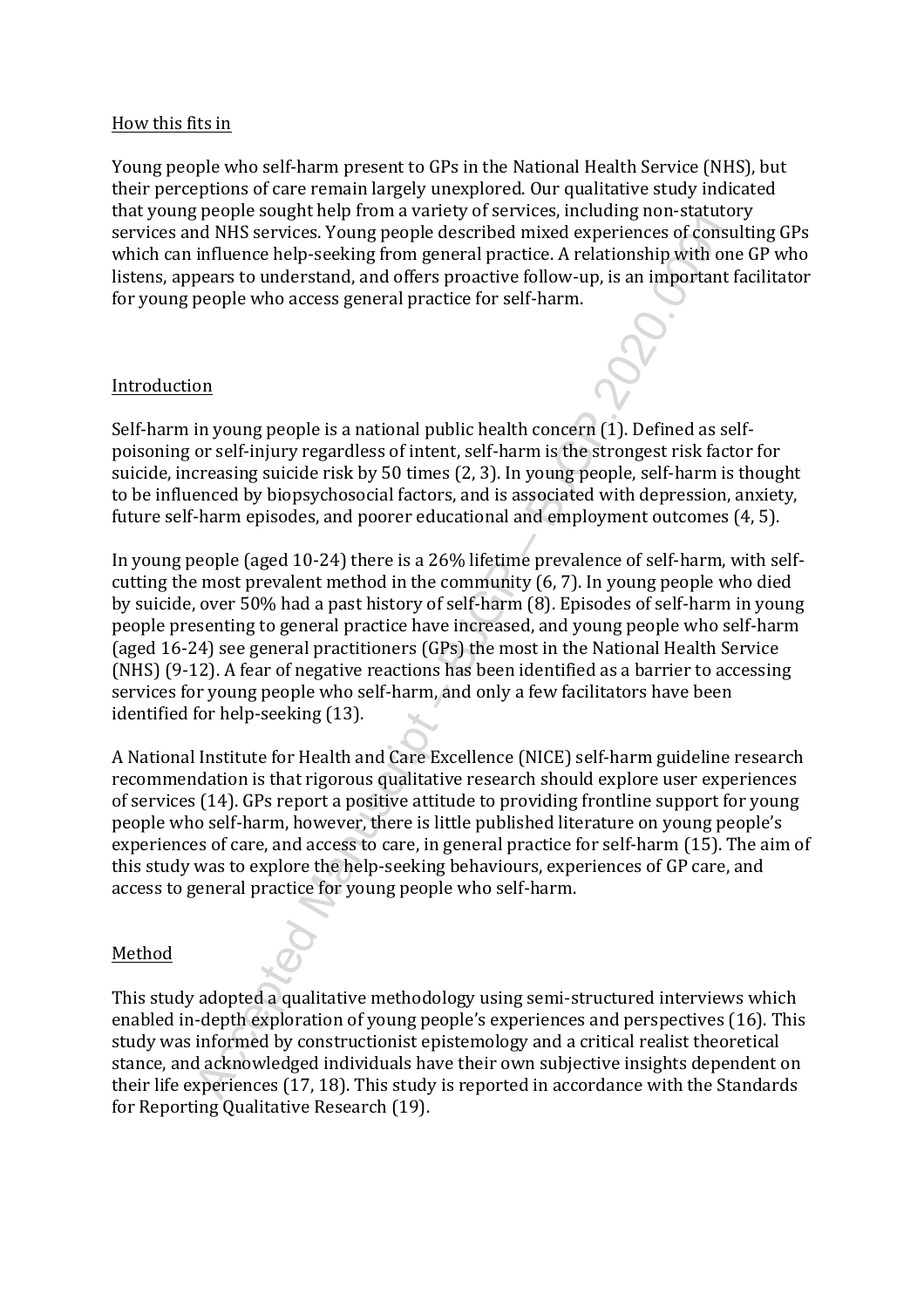## How this fits in

Young people who self-harm present to GPs in the National Health Service (NHS), but their perceptions of care remain largely unexplored. Our qualitative study indicated that young people sought help from a variety of services, including non-statutory services and NHS services. Young people described mixed experiences of consulting GPs which can influence help-seeking from general practice. A relationship with one GP who listens, appears to understand, and offers proactive follow-up, is an important facilitator for young people who access general practice for self-harm.

## Introduction

Self-harm in young people is a national public health concern (1). Defined as self-poisoning or self-injury regardless of intent, self-harm is the strongest risk factor for suicide, increasing suicide risk by 50 times (2, 3). In young people, self-harm is thought to be influenced by biopsychosocial factors, and is associated with depression, anxiety, future self-harm episodes, and poorer educational and employment outcomes (4, 5).

In young people (aged 10-24) there is a 26% lifetime prevalence of self-harm, with self-cutting the most prevalent method in the community (6, 7). In young people who died by suicide, over 50% had a past history of self-harm (8). Episodes of self-harm in young people presenting to general practice have increased, and young people who self-harm (aged 16-24) see general practitioners (GPs) the most in the National Health Service (NHS) (9-12). A fear of negative reactions has been identified as a barrier to accessing services for young people who self-harm, and only a few facilitators have been identified for help-seeking (13).

A National Institute for Health and Care Excellence (NICE) self-harm guideline research recommendation is that rigorous qualitative research should explore user experiences of services (14). GPs report a positive attitude to providing frontline support for young people who self-harm, however, there is little published literature on young people's experiences of care, and access to care, in general practice for self-harm (15). The aim of this study was to explore the help-seeking behaviours, experiences of GP care, and access to general practice for young people who self-harm.

## Method

This study adopted a qualitative methodology using semi-structured interviews which enabled in-depth exploration of young people's experiences and perspectives (16). This study was informed by constructionist epistemology and a critical realist theoretical stance, and acknowledged individuals have their own subjective insights dependent on their life experiences (17, 18). This study is reported in accordance with the Standards for Reporting Qualitative Research (19).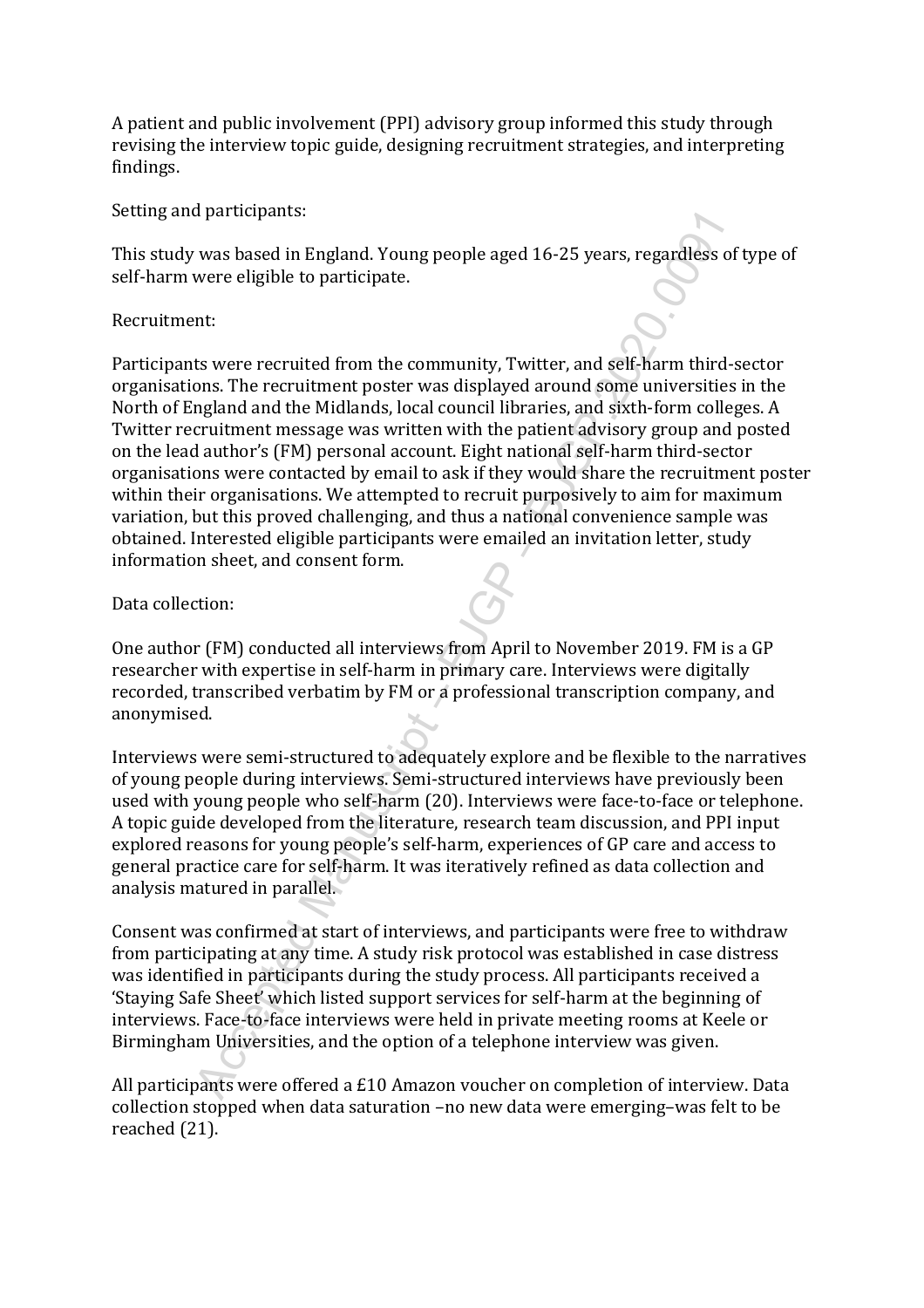A patient and public involvement (PPI) advisory group informed this study through revising the interview topic guide, designing recruitment strategies, and interpreting findings.

Setting and participants:

This study was based in England. Young people aged 16-25 years, regardless of type of self-harm were eligible to participate.

Recruitment:

Participants were recruited from the community, Twitter, and self-harm third-sector organisations. The recruitment poster was displayed around some universities in the North of England and the Midlands, local council libraries, and sixth-form colleges. A Twitter recruitment message was written with the patient advisory group and posted on the lead author's (FM) personal account. Eight national self-harm third-sector organisations were contacted by email to ask if they would share the recruitment poster within their organisations. We attempted to recruit purposively to aim for maximum variation, but this proved challenging, and thus a national convenience sample was obtained. Interested eligible participants were emailed an invitation letter, study information sheet, and consent form.

Data collection:

One author (FM) conducted all interviews from April to November 2019. FM is a GP researcher with expertise in self-harm in primary care. Interviews were digitally recorded, transcribed verbatim by FM or a professional transcription company, and anonymised.

Interviews were semi-structured to adequately explore and be flexible to the narratives of young people during interviews. Semi-structured interviews have previously been used with young people who self-harm (20). Interviews were face-to-face or telephone. A topic guide developed from the literature, research team discussion, and PPI input explored reasons for young people's self-harm, experiences of GP care and access to general practice care for self-harm. It was iteratively refined as data collection and analysis matured in parallel.

Consent was confirmed at start of interviews, and participants were free to withdraw from participating at any time. A study risk protocol was established in case distress was identified in participants during the study process. All participants received a 'Staying Safe Sheet' which listed support services for self-harm at the beginning of interviews. Face-to-face interviews were held in private meeting rooms at Keele or Birmingham Universities, and the option of a telephone interview was given.

All participants were offered a £10 Amazon voucher on completion of interview. Data collection stopped when data saturation –no new data were emerging–was felt to be reached (21).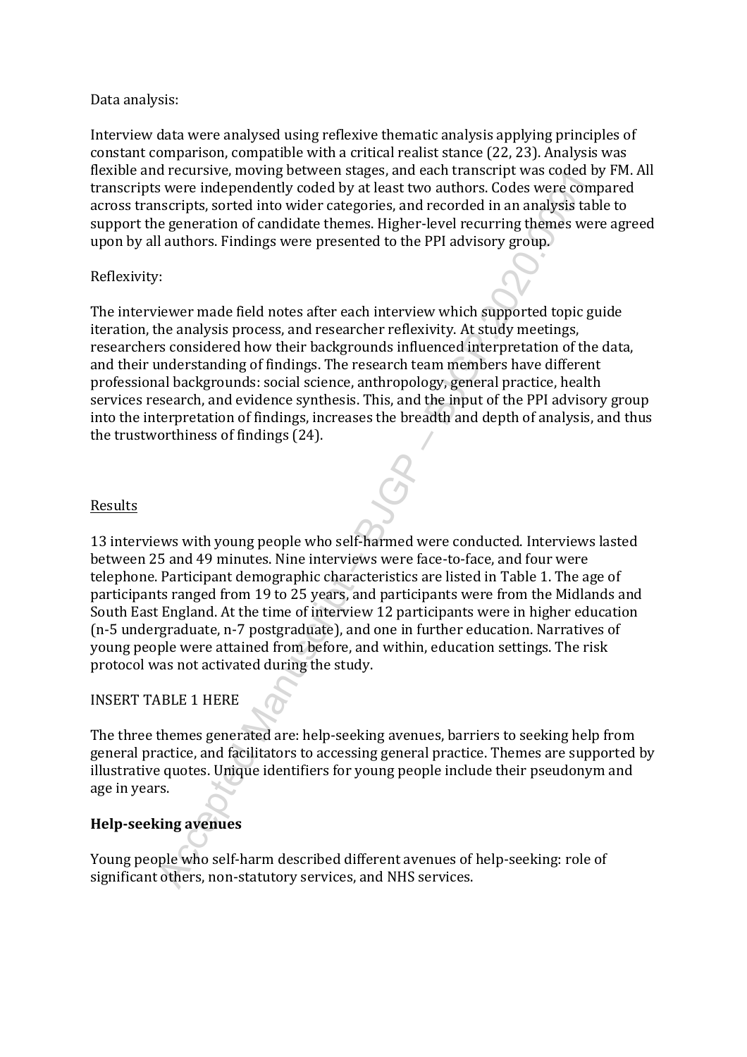Data analysis:

Interview data were analysed using reflexive thematic analysis applying principles of constant comparison, compatible with a critical realist stance (22, 23). Analysis was flexible and recursive, moving between stages, and each transcript was coded by FM. All transcripts were independently coded by at least two authors. Codes were compared across transcripts, sorted into wider categories, and recorded in an analysis table to support the generation of candidate themes. Higher-level recurring themes were agreed upon by all authors. Findings were presented to the PPI advisory group.

Reflexivity:

The interviewer made field notes after each interview which supported topic guide iteration, the analysis process, and researcher reflexivity. At study meetings, researchers considered how their backgrounds influenced interpretation of the data, and their understanding of findings. The research team members have different professional backgrounds: social science, anthropology, general practice, health services research, and evidence synthesis. This, and the input of the PPI advisory group into the interpretation of findings, increases the breadth and depth of analysis, and thus the trustworthiness of findings (24).

## Results

13 interviews with young people who self-harmed were conducted. Interviews lasted between 25 and 49 minutes. Nine interviews were face-to-face, and four were telephone. Participant demographic characteristics are listed in Table 1. The age of participants ranged from 19 to 25 years, and participants were from the Midlands and South East England. At the time of interview 12 participants were in higher education (n-5 undergraduate, n-7 postgraduate), and one in further education. Narratives of young people were attained from before, and within, education settings. The risk protocol was not activated during the study.

INSERT TABLE 1 HERE

The three themes generated are: help-seeking avenues, barriers to seeking help from general practice, and facilitators to accessing general practice. Themes are supported by illustrative quotes. Unique identifiers for young people include their pseudonym and age in years.

### Help-seeking avenues

Young people who self-harm described different avenues of help-seeking: role of significant others, non-statutory services, and NHS services.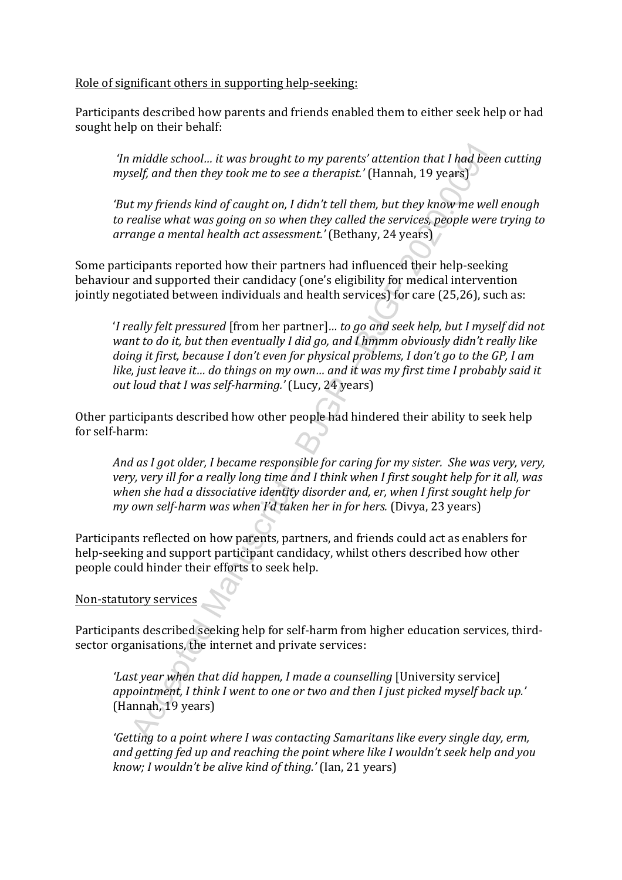Role of significant others in supporting help-seeking:

Participants described how parents and friends enabled them to either seek help or had sought help on their behalf:

> *'In middle school… it was brought to my parents' attention that I had been cutting myself, and then they took me to see a therapist.'* (Hannah, 19 years)
>
> *'But my friends kind of caught on, I didn't tell them, but they know me well enough to realise what was going on so when they called the services, people were trying to arrange a mental health act assessment.'* (Bethany, 24 years)

Some participants reported how their partners had influenced their help-seeking behaviour and supported their candidacy (one's eligibility for medical intervention jointly negotiated between individuals and health services) for care (25,26), such as:

> '*I really felt pressured* [from her partner]*… to go and seek help, but I myself did not want to do it, but then eventually I did go, and I hmmm obviously didn't really like doing it first, because I don't even for physical problems, I don't go to the GP, I am like, just leave it… do things on my own… and it was my first time I probably said it out loud that I was self-harming.'* (Lucy, 24 years)

Other participants described how other people had hindered their ability to seek help for self-harm:

> *And as I got older, I became responsible for caring for my sister. She was very, very, very, very ill for a really long time and I think when I first sought help for it all, was when she had a dissociative identity disorder and, er, when I first sought help for my own self-harm was when I'd taken her in for hers.* (Divya, 23 years)

Participants reflected on how parents, partners, and friends could act as enablers for help-seeking and support participant candidacy, whilst others described how other people could hinder their efforts to seek help.

Non-statutory services

Participants described seeking help for self-harm from higher education services, third-sector organisations, the internet and private services:

> *'Last year when that did happen, I made a counselling* [University service] *appointment, I think I went to one or two and then I just picked myself back up.'* (Hannah, 19 years)
>
> *'Getting to a point where I was contacting Samaritans like every single day, erm, and getting fed up and reaching the point where like I wouldn't seek help and you know; I wouldn't be alive kind of thing.'* (Ian, 21 years)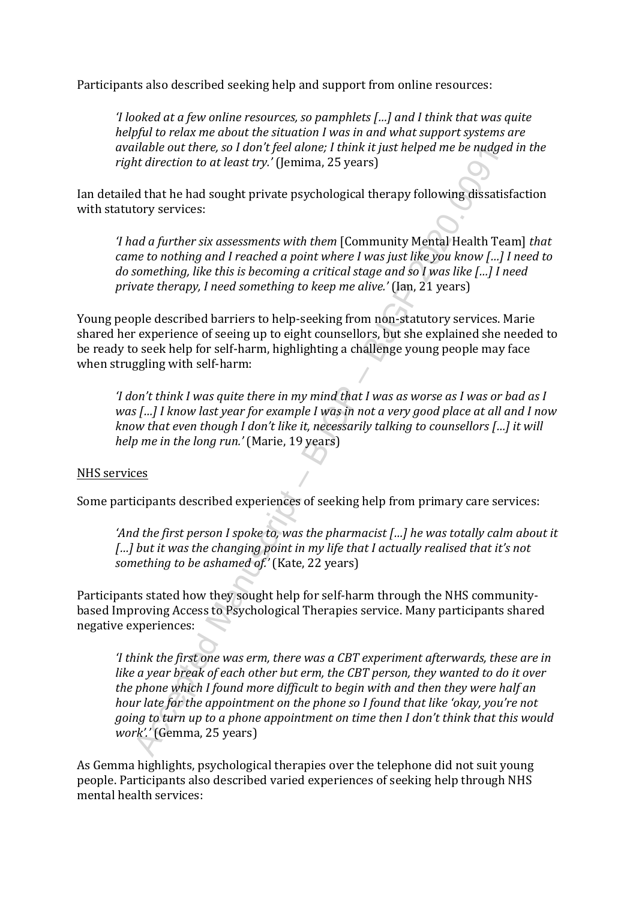Participants also described seeking help and support from online resources:

> *'I looked at a few online resources, so pamphlets […] and I think that was quite helpful to relax me about the situation I was in and what support systems are available out there, so I don't feel alone; I think it just helped me be nudged in the right direction to at least try.'* (Jemima, 25 years)

Ian detailed that he had sought private psychological therapy following dissatisfaction with statutory services:

> *'I had a further six assessments with them* [Community Mental Health Team] *that came to nothing and I reached a point where I was just like you know […] I need to do something, like this is becoming a critical stage and so I was like […] I need private therapy, I need something to keep me alive.'* (Ian, 21 years)

Young people described barriers to help-seeking from non-statutory services. Marie shared her experience of seeing up to eight counsellors, but she explained she needed to be ready to seek help for self-harm, highlighting a challenge young people may face when struggling with self-harm:

> *'I don't think I was quite there in my mind that I was as worse as I was or bad as I was […] I know last year for example I was in not a very good place at all and I now know that even though I don't like it, necessarily talking to counsellors […] it will help me in the long run.'* (Marie, 19 years)

<u>NHS services</u>

Some participants described experiences of seeking help from primary care services:

> *'And the first person I spoke to, was the pharmacist […] he was totally calm about it […] but it was the changing point in my life that I actually realised that it's not something to be ashamed of.'* (Kate, 22 years)

Participants stated how they sought help for self-harm through the NHS community-based Improving Access to Psychological Therapies service. Many participants shared negative experiences:

> *'I think the first one was erm, there was a CBT experiment afterwards, these are in like a year break of each other but erm, the CBT person, they wanted to do it over the phone which I found more difficult to begin with and then they were half an hour late for the appointment on the phone so I found that like 'okay, you're not going to turn up to a phone appointment on time then I don't think that this would work'.'* (Gemma, 25 years)

As Gemma highlights, psychological therapies over the telephone did not suit young people. Participants also described varied experiences of seeking help through NHS mental health services: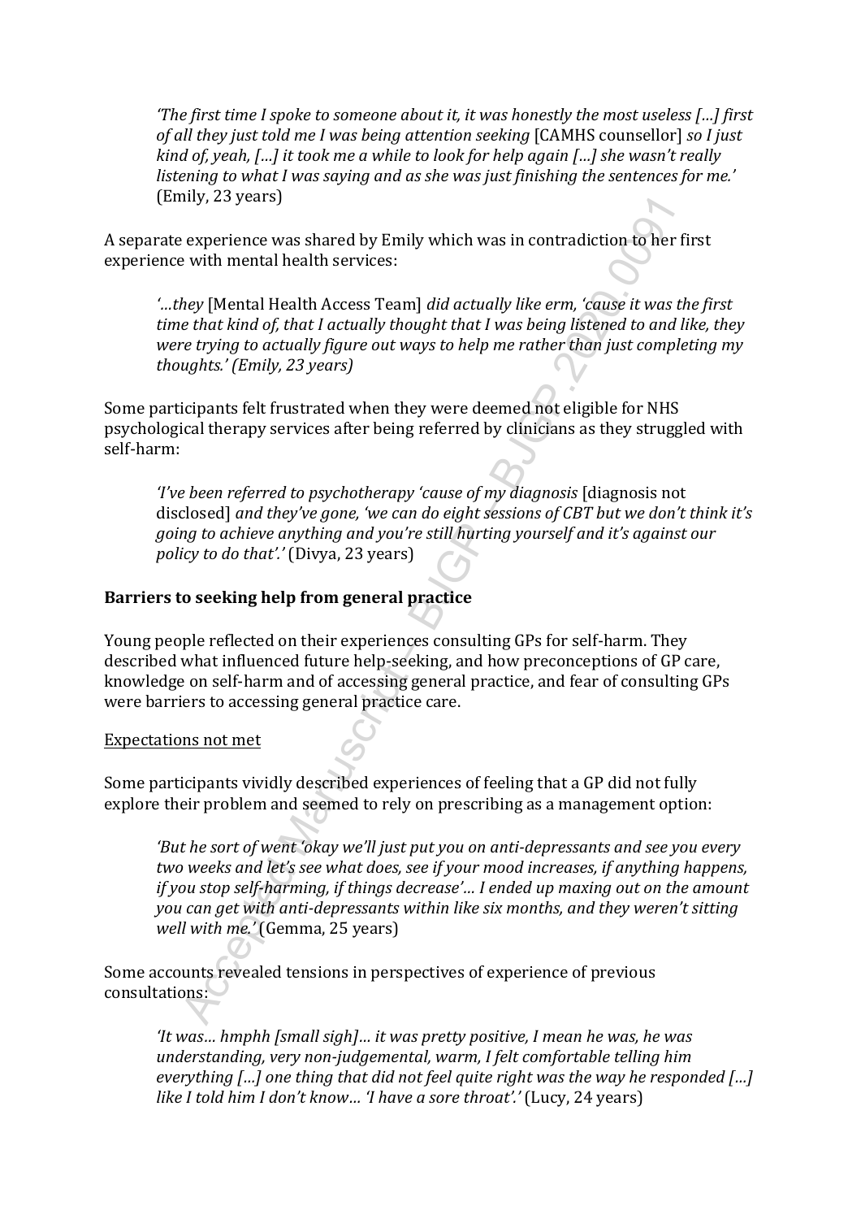> *'The first time I spoke to someone about it, it was honestly the most useless […] first of all they just told me I was being attention seeking* [CAMHS counsellor] *so I just kind of, yeah, […] it took me a while to look for help again […] she wasn't really listening to what I was saying and as she was just finishing the sentences for me.'* (Emily, 23 years)

A separate experience was shared by Emily which was in contradiction to her first experience with mental health services:

> *'…they* [Mental Health Access Team] *did actually like erm, 'cause it was the first time that kind of, that I actually thought that I was being listened to and like, they were trying to actually figure out ways to help me rather than just completing my thoughts.' (Emily, 23 years)*

Some participants felt frustrated when they were deemed not eligible for NHS psychological therapy services after being referred by clinicians as they struggled with self-harm:

> *'I've been referred to psychotherapy 'cause of my diagnosis* [diagnosis not disclosed] *and they've gone, 'we can do eight sessions of CBT but we don't think it's going to achieve anything and you're still hurting yourself and it's against our policy to do that'.'* (Divya, 23 years)

### Barriers to seeking help from general practice

Young people reflected on their experiences consulting GPs for self-harm. They described what influenced future help-seeking, and how preconceptions of GP care, knowledge on self-harm and of accessing general practice, and fear of consulting GPs were barriers to accessing general practice care.

#### Expectations not met

Some participants vividly described experiences of feeling that a GP did not fully explore their problem and seemed to rely on prescribing as a management option:

> *'But he sort of went 'okay we'll just put you on anti-depressants and see you every two weeks and let's see what does, see if your mood increases, if anything happens, if you stop self-harming, if things decrease'… I ended up maxing out on the amount you can get with anti-depressants within like six months, and they weren't sitting well with me.'* (Gemma, 25 years)

Some accounts revealed tensions in perspectives of experience of previous consultations:

> *'It was… hmphh [small sigh]… it was pretty positive, I mean he was, he was understanding, very non-judgemental, warm, I felt comfortable telling him everything […] one thing that did not feel quite right was the way he responded […] like I told him I don't know… 'I have a sore throat'.'* (Lucy, 24 years)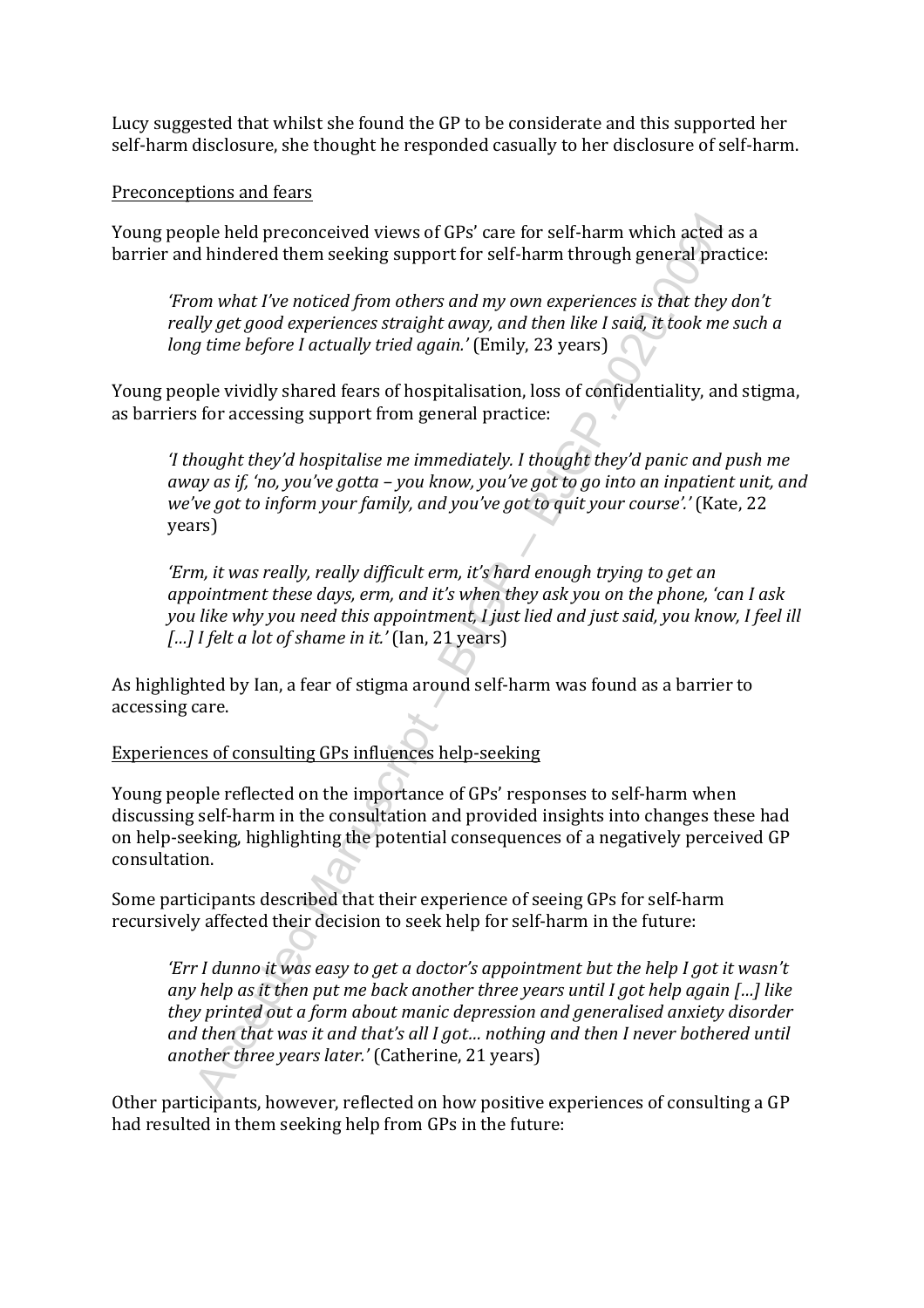Lucy suggested that whilst she found the GP to be considerate and this supported her self-harm disclosure, she thought he responded casually to her disclosure of self-harm.

Preconceptions and fears

Young people held preconceived views of GPs' care for self-harm which acted as a barrier and hindered them seeking support for self-harm through general practice:

> *'From what I've noticed from others and my own experiences is that they don't really get good experiences straight away, and then like I said, it took me such a long time before I actually tried again.'* (Emily, 23 years)

Young people vividly shared fears of hospitalisation, loss of confidentiality, and stigma, as barriers for accessing support from general practice:

> *'I thought they'd hospitalise me immediately. I thought they'd panic and push me away as if, 'no, you've gotta – you know, you've got to go into an inpatient unit, and we've got to inform your family, and you've got to quit your course'.'* (Kate, 22 years)

> *'Erm, it was really, really difficult erm, it's hard enough trying to get an appointment these days, erm, and it's when they ask you on the phone, 'can I ask you like why you need this appointment, I just lied and just said, you know, I feel ill […] I felt a lot of shame in it.'* (Ian, 21 years)

As highlighted by Ian, a fear of stigma around self-harm was found as a barrier to accessing care.

Experiences of consulting GPs influences help-seeking

Young people reflected on the importance of GPs' responses to self-harm when discussing self-harm in the consultation and provided insights into changes these had on help-seeking, highlighting the potential consequences of a negatively perceived GP consultation.

Some participants described that their experience of seeing GPs for self-harm recursively affected their decision to seek help for self-harm in the future:

> *'Err I dunno it was easy to get a doctor's appointment but the help I got it wasn't any help as it then put me back another three years until I got help again […] like they printed out a form about manic depression and generalised anxiety disorder and then that was it and that's all I got… nothing and then I never bothered until another three years later.'* (Catherine, 21 years)

Other participants, however, reflected on how positive experiences of consulting a GP had resulted in them seeking help from GPs in the future: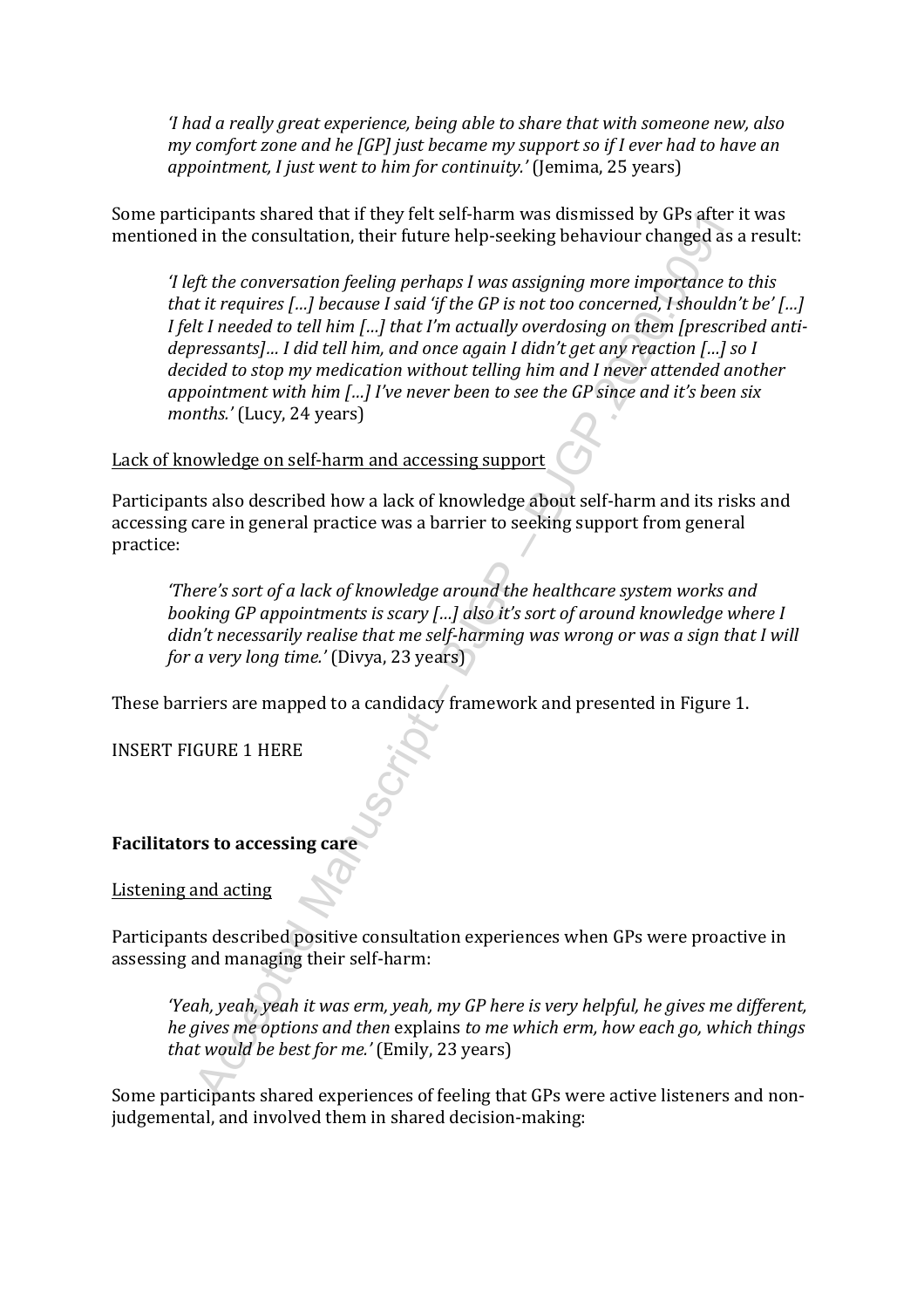*'I had a really great experience, being able to share that with someone new, also my comfort zone and he [GP] just became my support so if I ever had to have an appointment, I just went to him for continuity.'* (Jemima, 25 years)

Some participants shared that if they felt self-harm was dismissed by GPs after it was mentioned in the consultation, their future help-seeking behaviour changed as a result:

*'I left the conversation feeling perhaps I was assigning more importance to this that it requires […] because I said 'if the GP is not too concerned, I shouldn't be' […] I felt I needed to tell him […] that I'm actually overdosing on them [prescribed anti-depressants]… I did tell him, and once again I didn't get any reaction […] so I decided to stop my medication without telling him and I never attended another appointment with him […] I've never been to see the GP since and it's been six months.'* (Lucy, 24 years)

Lack of knowledge on self-harm and accessing support

Participants also described how a lack of knowledge about self-harm and its risks and accessing care in general practice was a barrier to seeking support from general practice:

*'There's sort of a lack of knowledge around the healthcare system works and booking GP appointments is scary […] also it's sort of around knowledge where I didn't necessarily realise that me self-harming was wrong or was a sign that I will for a very long time.'* (Divya, 23 years)

These barriers are mapped to a candidacy framework and presented in Figure 1.

INSERT FIGURE 1 HERE

**Facilitators to accessing care**

Listening and acting

Participants described positive consultation experiences when GPs were proactive in assessing and managing their self-harm:

*'Yeah, yeah, yeah it was erm, yeah, my GP here is very helpful, he gives me different, he gives me options and then* explains *to me which erm, how each go, which things that would be best for me.'* (Emily, 23 years)

Some participants shared experiences of feeling that GPs were active listeners and non-judgemental, and involved them in shared decision-making: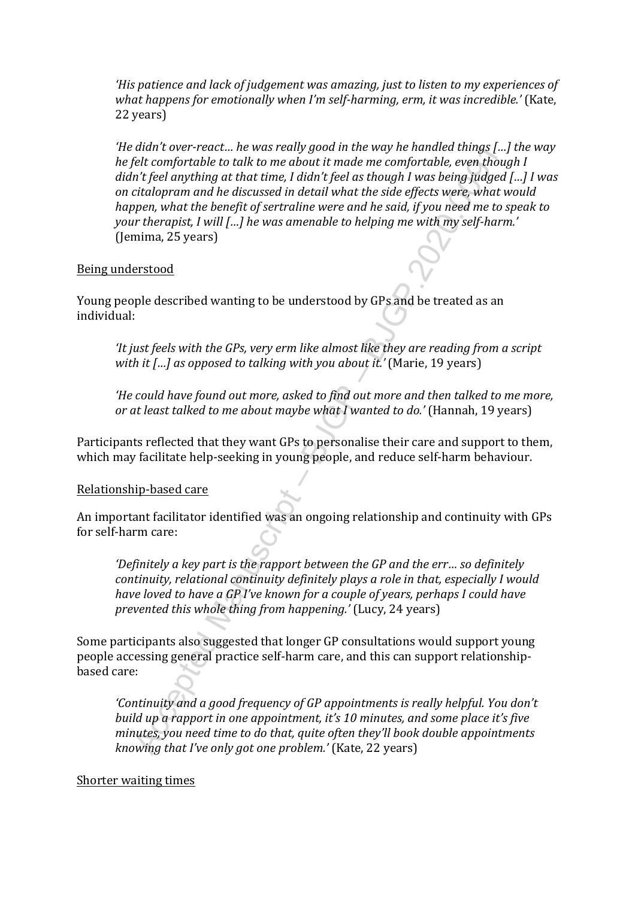*'His patience and lack of judgement was amazing, just to listen to my experiences of what happens for emotionally when I'm self-harming, erm, it was incredible.'* (Kate, 22 years)

*'He didn't over-react… he was really good in the way he handled things […] the way he felt comfortable to talk to me about it made me comfortable, even though I didn't feel anything at that time, I didn't feel as though I was being judged […] I was on citalopram and he discussed in detail what the side effects were, what would happen, what the benefit of sertraline were and he said, if you need me to speak to your therapist, I will […] he was amenable to helping me with my self-harm.'* (Jemima, 25 years)

Being understood

Young people described wanting to be understood by GPs and be treated as an individual:

*'It just feels with the GPs, very erm like almost like they are reading from a script with it […] as opposed to talking with you about it.'* (Marie, 19 years)

*'He could have found out more, asked to find out more and then talked to me more, or at least talked to me about maybe what I wanted to do.'* (Hannah, 19 years)

Participants reflected that they want GPs to personalise their care and support to them, which may facilitate help-seeking in young people, and reduce self-harm behaviour.

Relationship-based care

An important facilitator identified was an ongoing relationship and continuity with GPs for self-harm care:

*'Definitely a key part is the rapport between the GP and the err… so definitely continuity, relational continuity definitely plays a role in that, especially I would have loved to have a GP I've known for a couple of years, perhaps I could have prevented this whole thing from happening.'* (Lucy, 24 years)

Some participants also suggested that longer GP consultations would support young people accessing general practice self-harm care, and this can support relationship-based care:

*'Continuity and a good frequency of GP appointments is really helpful. You don't build up a rapport in one appointment, it's 10 minutes, and some place it's five minutes, you need time to do that, quite often they'll book double appointments knowing that I've only got one problem.'* (Kate, 22 years)

Shorter waiting times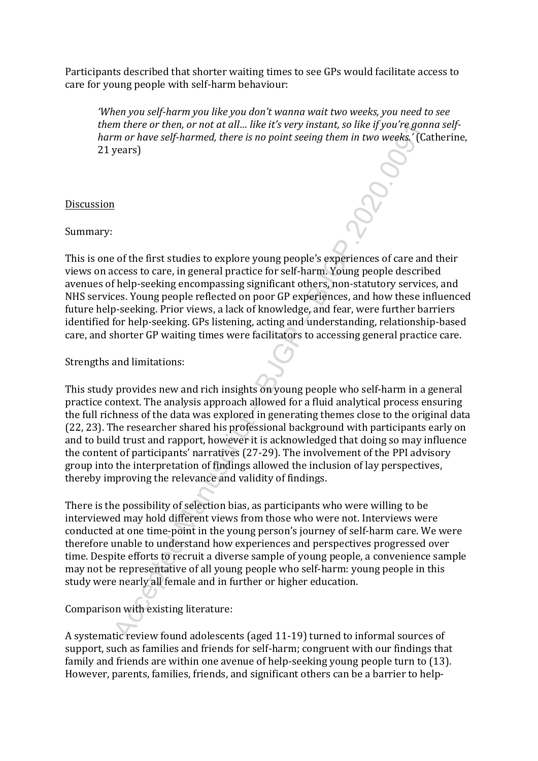Participants described that shorter waiting times to see GPs would facilitate access to care for young people with self-harm behaviour:

> *'When you self-harm you like you don't wanna wait two weeks, you need to see them there or then, or not at all… like it's very instant, so like if you're gonna self-harm or have self-harmed, there is no point seeing them in two weeks.'* (Catherine, 21 years)

## Discussion

Summary:

This is one of the first studies to explore young people's experiences of care and their views on access to care, in general practice for self-harm. Young people described avenues of help-seeking encompassing significant others, non-statutory services, and NHS services. Young people reflected on poor GP experiences, and how these influenced future help-seeking. Prior views, a lack of knowledge, and fear, were further barriers identified for help-seeking. GPs listening, acting and understanding, relationship-based care, and shorter GP waiting times were facilitators to accessing general practice care.

Strengths and limitations:

This study provides new and rich insights on young people who self-harm in a general practice context. The analysis approach allowed for a fluid analytical process ensuring the full richness of the data was explored in generating themes close to the original data (22, 23). The researcher shared his professional background with participants early on and to build trust and rapport, however it is acknowledged that doing so may influence the content of participants' narratives (27-29). The involvement of the PPI advisory group into the interpretation of findings allowed the inclusion of lay perspectives, thereby improving the relevance and validity of findings.

There is the possibility of selection bias, as participants who were willing to be interviewed may hold different views from those who were not. Interviews were conducted at one time-point in the young person's journey of self-harm care. We were therefore unable to understand how experiences and perspectives progressed over time. Despite efforts to recruit a diverse sample of young people, a convenience sample may not be representative of all young people who self-harm: young people in this study were nearly all female and in further or higher education.

Comparison with existing literature:

A systematic review found adolescents (aged 11-19) turned to informal sources of support, such as families and friends for self-harm; congruent with our findings that family and friends are within one avenue of help-seeking young people turn to (13). However, parents, families, friends, and significant others can be a barrier to help-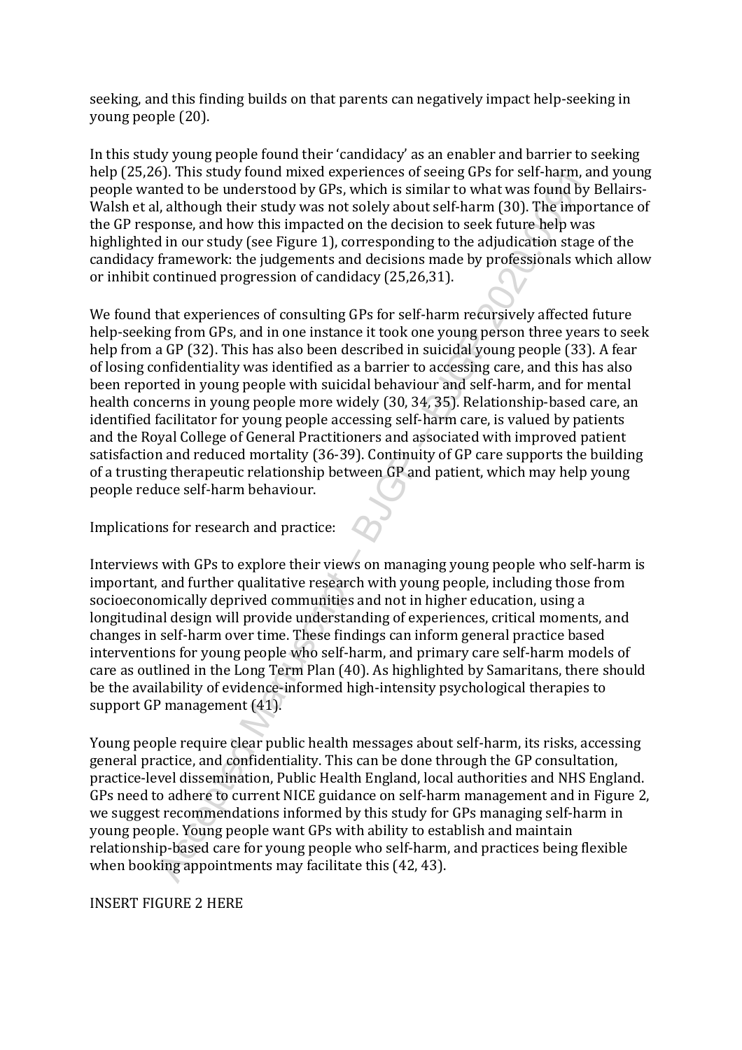seeking, and this finding builds on that parents can negatively impact help-seeking in young people (20).

In this study young people found their 'candidacy' as an enabler and barrier to seeking help (25,26). This study found mixed experiences of seeing GPs for self-harm, and young people wanted to be understood by GPs, which is similar to what was found by Bellairs-Walsh et al, although their study was not solely about self-harm (30). The importance of the GP response, and how this impacted on the decision to seek future help was highlighted in our study (see Figure 1), corresponding to the adjudication stage of the candidacy framework: the judgements and decisions made by professionals which allow or inhibit continued progression of candidacy (25,26,31).

We found that experiences of consulting GPs for self-harm recursively affected future help-seeking from GPs, and in one instance it took one young person three years to seek help from a GP (32). This has also been described in suicidal young people (33). A fear of losing confidentiality was identified as a barrier to accessing care, and this has also been reported in young people with suicidal behaviour and self-harm, and for mental health concerns in young people more widely (30, 34, 35). Relationship-based care, an identified facilitator for young people accessing self-harm care, is valued by patients and the Royal College of General Practitioners and associated with improved patient satisfaction and reduced mortality (36-39). Continuity of GP care supports the building of a trusting therapeutic relationship between GP and patient, which may help young people reduce self-harm behaviour.

Implications for research and practice:

Interviews with GPs to explore their views on managing young people who self-harm is important, and further qualitative research with young people, including those from socioeconomically deprived communities and not in higher education, using a longitudinal design will provide understanding of experiences, critical moments, and changes in self-harm over time. These findings can inform general practice based interventions for young people who self-harm, and primary care self-harm models of care as outlined in the Long Term Plan (40). As highlighted by Samaritans, there should be the availability of evidence-informed high-intensity psychological therapies to support GP management (41).

Young people require clear public health messages about self-harm, its risks, accessing general practice, and confidentiality. This can be done through the GP consultation, practice-level dissemination, Public Health England, local authorities and NHS England. GPs need to adhere to current NICE guidance on self-harm management and in Figure 2, we suggest recommendations informed by this study for GPs managing self-harm in young people. Young people want GPs with ability to establish and maintain relationship-based care for young people who self-harm, and practices being flexible when booking appointments may facilitate this (42, 43).

INSERT FIGURE 2 HERE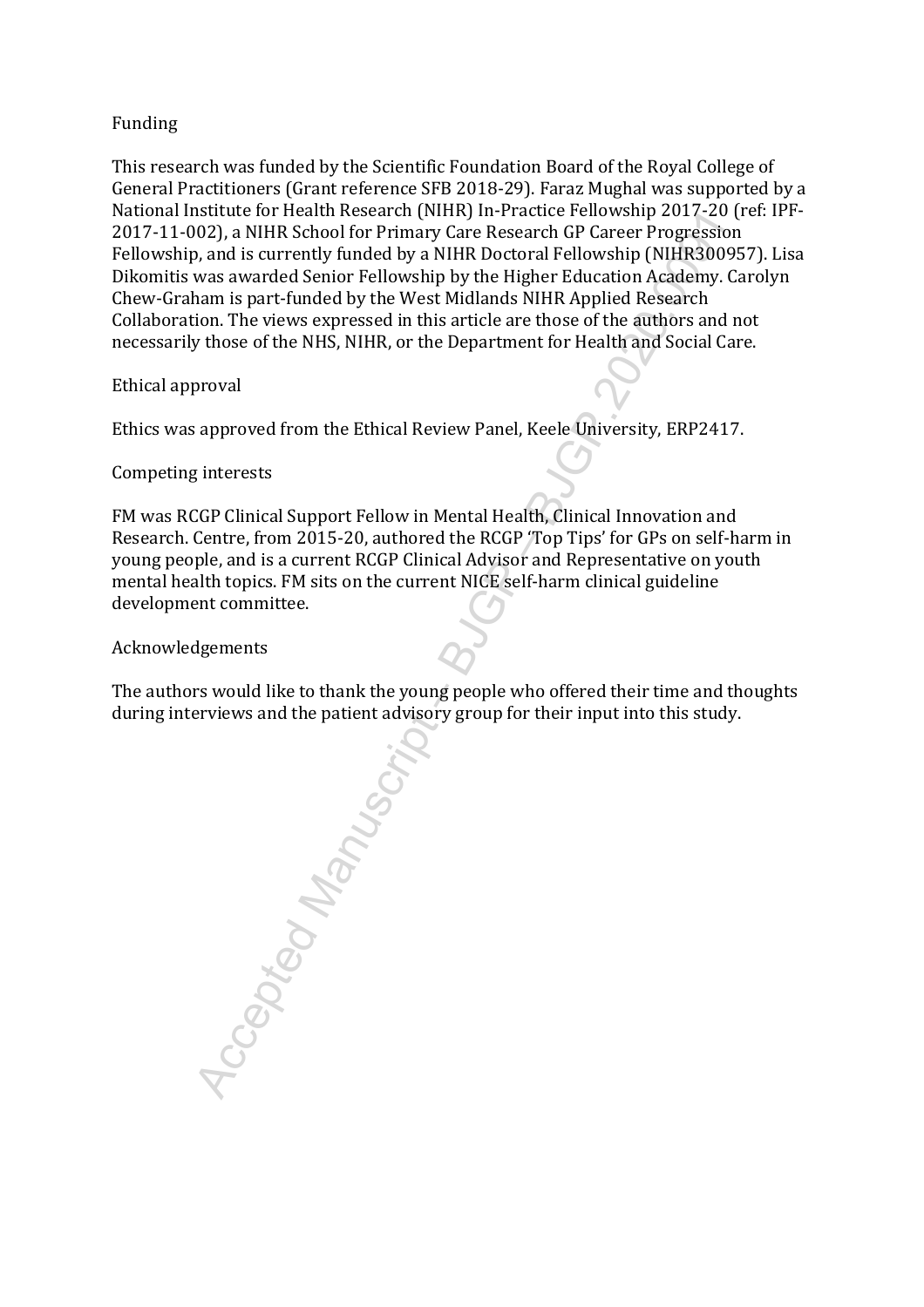## Funding

This research was funded by the Scientific Foundation Board of the Royal College of General Practitioners (Grant reference SFB 2018-29). Faraz Mughal was supported by a National Institute for Health Research (NIHR) In-Practice Fellowship 2017-20 (ref: IPF-2017-11-002), a NIHR School for Primary Care Research GP Career Progression Fellowship, and is currently funded by a NIHR Doctoral Fellowship (NIHR300957). Lisa Dikomitis was awarded Senior Fellowship by the Higher Education Academy. Carolyn Chew-Graham is part-funded by the West Midlands NIHR Applied Research Collaboration. The views expressed in this article are those of the authors and not necessarily those of the NHS, NIHR, or the Department for Health and Social Care.

## Ethical approval

Ethics was approved from the Ethical Review Panel, Keele University, ERP2417.

## Competing interests

FM was RCGP Clinical Support Fellow in Mental Health, Clinical Innovation and Research. Centre, from 2015-20, authored the RCGP 'Top Tips' for GPs on self-harm in young people, and is a current RCGP Clinical Advisor and Representative on youth mental health topics. FM sits on the current NICE self-harm clinical guideline development committee.

## Acknowledgements

The authors would like to thank the young people who offered their time and thoughts during interviews and the patient advisory group for their input into this study.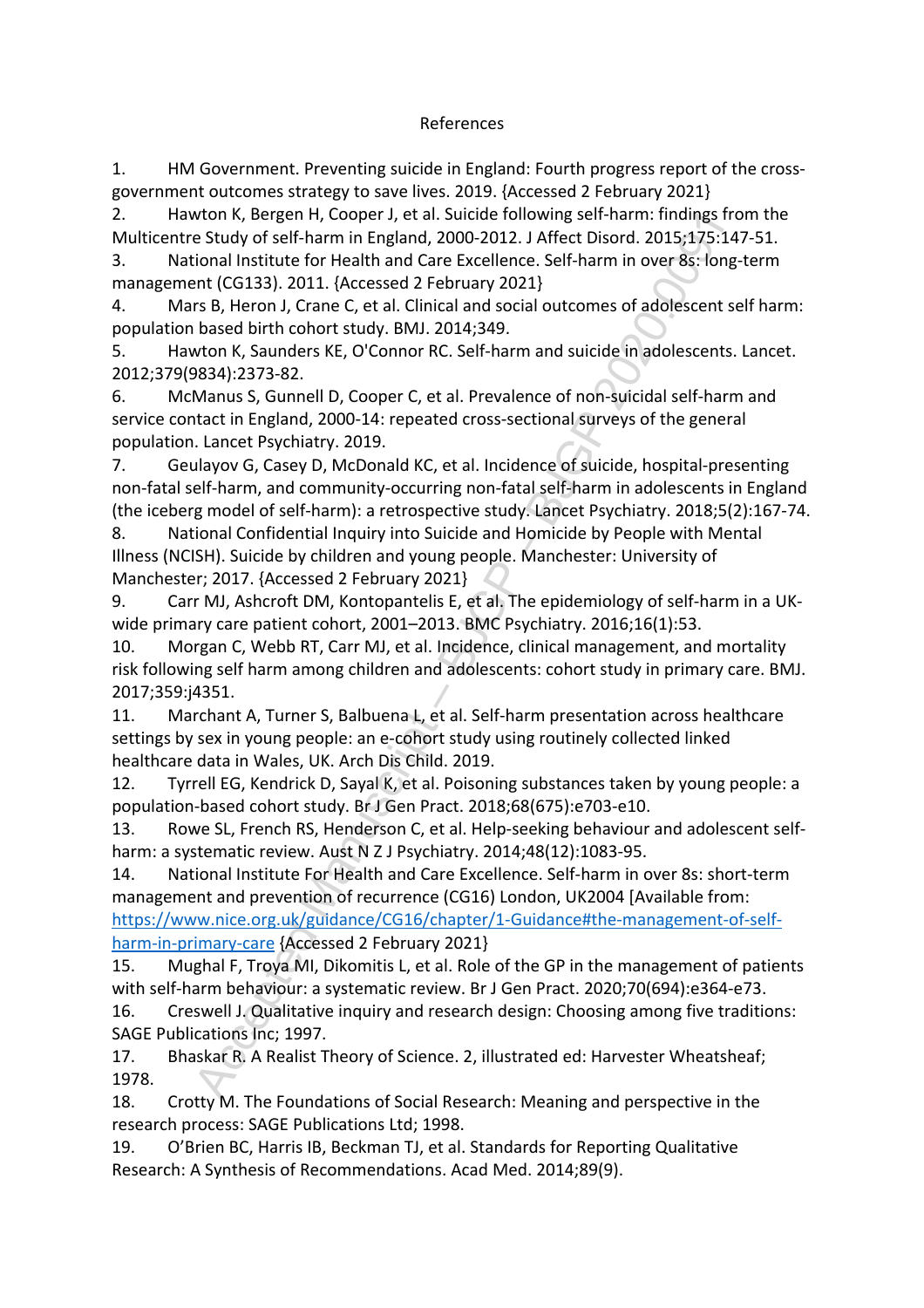References

1. HM Government. Preventing suicide in England: Fourth progress report of the cross-government outcomes strategy to save lives. 2019. {Accessed 2 February 2021}
2. Hawton K, Bergen H, Cooper J, et al. Suicide following self-harm: findings from the Multicentre Study of self-harm in England, 2000-2012. J Affect Disord. 2015;175:147-51.
3. National Institute for Health and Care Excellence. Self-harm in over 8s: long-term management (CG133). 2011. {Accessed 2 February 2021}
4. Mars B, Heron J, Crane C, et al. Clinical and social outcomes of adolescent self harm: population based birth cohort study. BMJ. 2014;349.
5. Hawton K, Saunders KE, O'Connor RC. Self-harm and suicide in adolescents. Lancet. 2012;379(9834):2373-82.
6. McManus S, Gunnell D, Cooper C, et al. Prevalence of non-suicidal self-harm and service contact in England, 2000-14: repeated cross-sectional surveys of the general population. Lancet Psychiatry. 2019.
7. Geulayov G, Casey D, McDonald KC, et al. Incidence of suicide, hospital-presenting non-fatal self-harm, and community-occurring non-fatal self-harm in adolescents in England (the iceberg model of self-harm): a retrospective study. Lancet Psychiatry. 2018;5(2):167-74.
8. National Confidential Inquiry into Suicide and Homicide by People with Mental Illness (NCISH). Suicide by children and young people. Manchester: University of Manchester; 2017. {Accessed 2 February 2021}
9. Carr MJ, Ashcroft DM, Kontopantelis E, et al. The epidemiology of self-harm in a UK-wide primary care patient cohort, 2001–2013. BMC Psychiatry. 2016;16(1):53.
10. Morgan C, Webb RT, Carr MJ, et al. Incidence, clinical management, and mortality risk following self harm among children and adolescents: cohort study in primary care. BMJ. 2017;359:j4351.
11. Marchant A, Turner S, Balbuena L, et al. Self-harm presentation across healthcare settings by sex in young people: an e-cohort study using routinely collected linked healthcare data in Wales, UK. Arch Dis Child. 2019.
12. Tyrrell EG, Kendrick D, Sayal K, et al. Poisoning substances taken by young people: a population-based cohort study. Br J Gen Pract. 2018;68(675):e703-e10.
13. Rowe SL, French RS, Henderson C, et al. Help-seeking behaviour and adolescent self-harm: a systematic review. Aust N Z J Psychiatry. 2014;48(12):1083-95.
14. National Institute For Health and Care Excellence. Self-harm in over 8s: short-term management and prevention of recurrence (CG16) London, UK2004 [Available from: https://www.nice.org.uk/guidance/CG16/chapter/1-Guidance#the-management-of-self-harm-in-primary-care {Accessed 2 February 2021}
15. Mughal F, Troya MI, Dikomitis L, et al. Role of the GP in the management of patients with self-harm behaviour: a systematic review. Br J Gen Pract. 2020;70(694):e364-e73.
16. Creswell J. Qualitative inquiry and research design: Choosing among five traditions: SAGE Publications Inc; 1997.
17. Bhaskar R. A Realist Theory of Science. 2, illustrated ed: Harvester Wheatsheaf; 1978.
18. Crotty M. The Foundations of Social Research: Meaning and perspective in the research process: SAGE Publications Ltd; 1998.
19. O'Brien BC, Harris IB, Beckman TJ, et al. Standards for Reporting Qualitative Research: A Synthesis of Recommendations. Acad Med. 2014;89(9).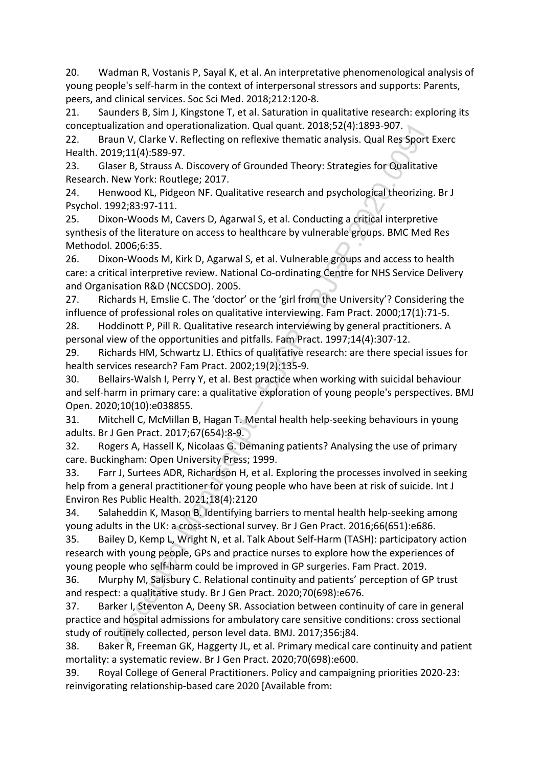20. Wadman R, Vostanis P, Sayal K, et al. An interpretative phenomenological analysis of young people's self-harm in the context of interpersonal stressors and supports: Parents, peers, and clinical services. Soc Sci Med. 2018;212:120-8.
21. Saunders B, Sim J, Kingstone T, et al. Saturation in qualitative research: exploring its conceptualization and operationalization. Qual quant. 2018;52(4):1893-907.
22. Braun V, Clarke V. Reflecting on reflexive thematic analysis. Qual Res Sport Exerc Health. 2019;11(4):589-97.
23. Glaser B, Strauss A. Discovery of Grounded Theory: Strategies for Qualitative Research. New York: Routlege; 2017.
24. Henwood KL, Pidgeon NF. Qualitative research and psychological theorizing. Br J Psychol. 1992;83:97-111.
25. Dixon-Woods M, Cavers D, Agarwal S, et al. Conducting a critical interpretive synthesis of the literature on access to healthcare by vulnerable groups. BMC Med Res Methodol. 2006;6:35.
26. Dixon-Woods M, Kirk D, Agarwal S, et al. Vulnerable groups and access to health care: a critical interpretive review. National Co-ordinating Centre for NHS Service Delivery and Organisation R&D (NCCSDO). 2005.
27. Richards H, Emslie C. The 'doctor' or the 'girl from the University'? Considering the influence of professional roles on qualitative interviewing. Fam Pract. 2000;17(1):71-5.
28. Hoddinott P, Pill R. Qualitative research interviewing by general practitioners. A personal view of the opportunities and pitfalls. Fam Pract. 1997;14(4):307-12.
29. Richards HM, Schwartz LJ. Ethics of qualitative research: are there special issues for health services research? Fam Pract. 2002;19(2):135-9.
30. Bellairs-Walsh I, Perry Y, et al. Best practice when working with suicidal behaviour and self-harm in primary care: a qualitative exploration of young people's perspectives. BMJ Open. 2020;10(10):e038855.
31. Mitchell C, McMillan B, Hagan T. Mental health help-seeking behaviours in young adults. Br J Gen Pract. 2017;67(654):8-9.
32. Rogers A, Hassell K, Nicolaas G. Demaning patients? Analysing the use of primary care. Buckingham: Open University Press; 1999.
33. Farr J, Surtees ADR, Richardson H, et al. Exploring the processes involved in seeking help from a general practitioner for young people who have been at risk of suicide. Int J Environ Res Public Health. 2021;18(4):2120
34. Salaheddin K, Mason B. Identifying barriers to mental health help-seeking among young adults in the UK: a cross-sectional survey. Br J Gen Pract. 2016;66(651):e686.
35. Bailey D, Kemp L, Wright N, et al. Talk About Self-Harm (TASH): participatory action research with young people, GPs and practice nurses to explore how the experiences of young people who self-harm could be improved in GP surgeries. Fam Pract. 2019.
36. Murphy M, Salisbury C. Relational continuity and patients' perception of GP trust and respect: a qualitative study. Br J Gen Pract. 2020;70(698):e676.
37. Barker I, Steventon A, Deeny SR. Association between continuity of care in general practice and hospital admissions for ambulatory care sensitive conditions: cross sectional study of routinely collected, person level data. BMJ. 2017;356:j84.
38. Baker R, Freeman GK, Haggerty JL, et al. Primary medical care continuity and patient mortality: a systematic review. Br J Gen Pract. 2020;70(698):e600.
39. Royal College of General Practitioners. Policy and campaigning priorities 2020-23: reinvigorating relationship-based care 2020 [Available from: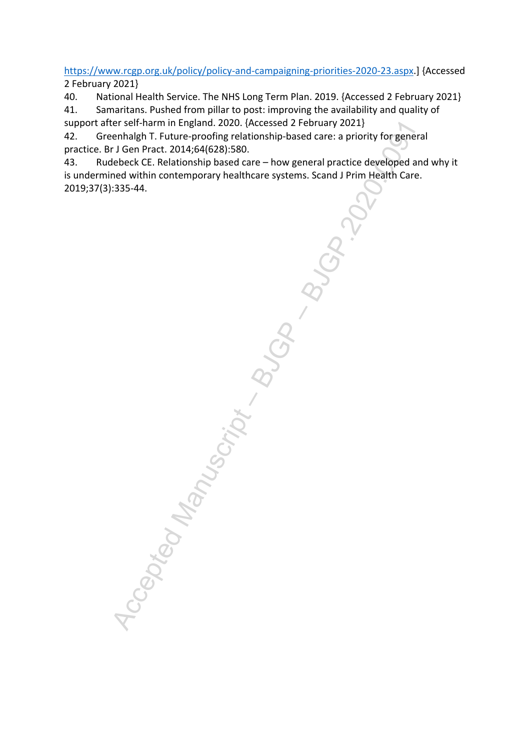https://www.rcgp.org.uk/policy/policy-and-campaigning-priorities-2020-23.aspx.] {Accessed 2 February 2021}

40. National Health Service. The NHS Long Term Plan. 2019. {Accessed 2 February 2021}

41. Samaritans. Pushed from pillar to post: improving the availability and quality of support after self-harm in England. 2020. {Accessed 2 February 2021}

42. Greenhalgh T. Future-proofing relationship-based care: a priority for general practice. Br J Gen Pract. 2014;64(628):580.

43. Rudebeck CE. Relationship based care – how general practice developed and why it is undermined within contemporary healthcare systems. Scand J Prim Health Care. 2019;37(3):335-44.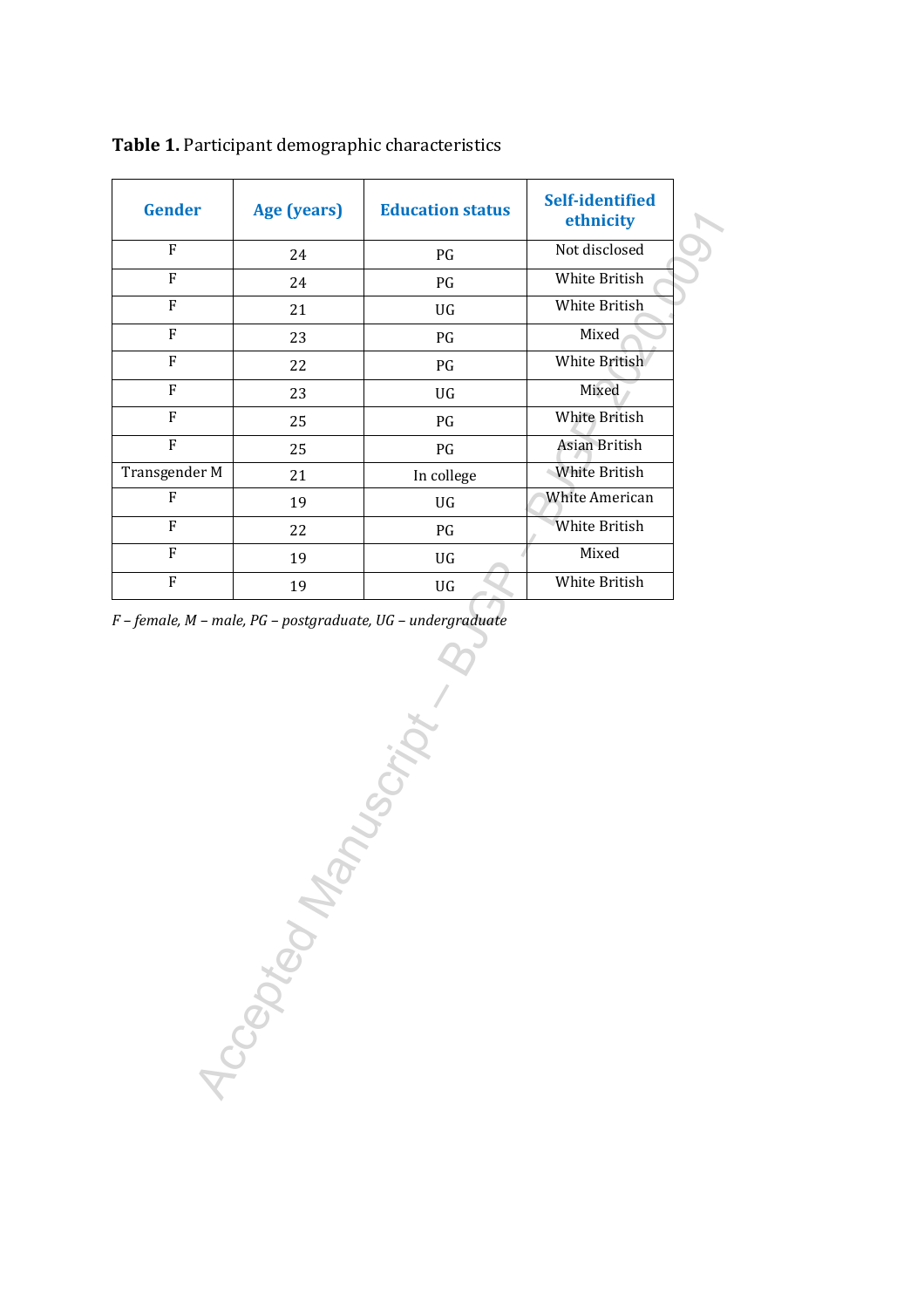**Table 1.** Participant demographic characteristics

| Gender | Age (years) | Education status | Self-identified ethnicity |
|---|---|---|---|
| F | 24 | PG | Not disclosed |
| F | 24 | PG | White British |
| F | 21 | UG | White British |
| F | 23 | PG | Mixed |
| F | 22 | PG | White British |
| F | 23 | UG | Mixed |
| F | 25 | PG | White British |
| F | 25 | PG | Asian British |
| Transgender M | 21 | In college | White British |
| F | 19 | UG | White American |
| F | 22 | PG | White British |
| F | 19 | UG | Mixed |
| F | 19 | UG | White British |

*F – female, M – male, PG – postgraduate, UG – undergraduate*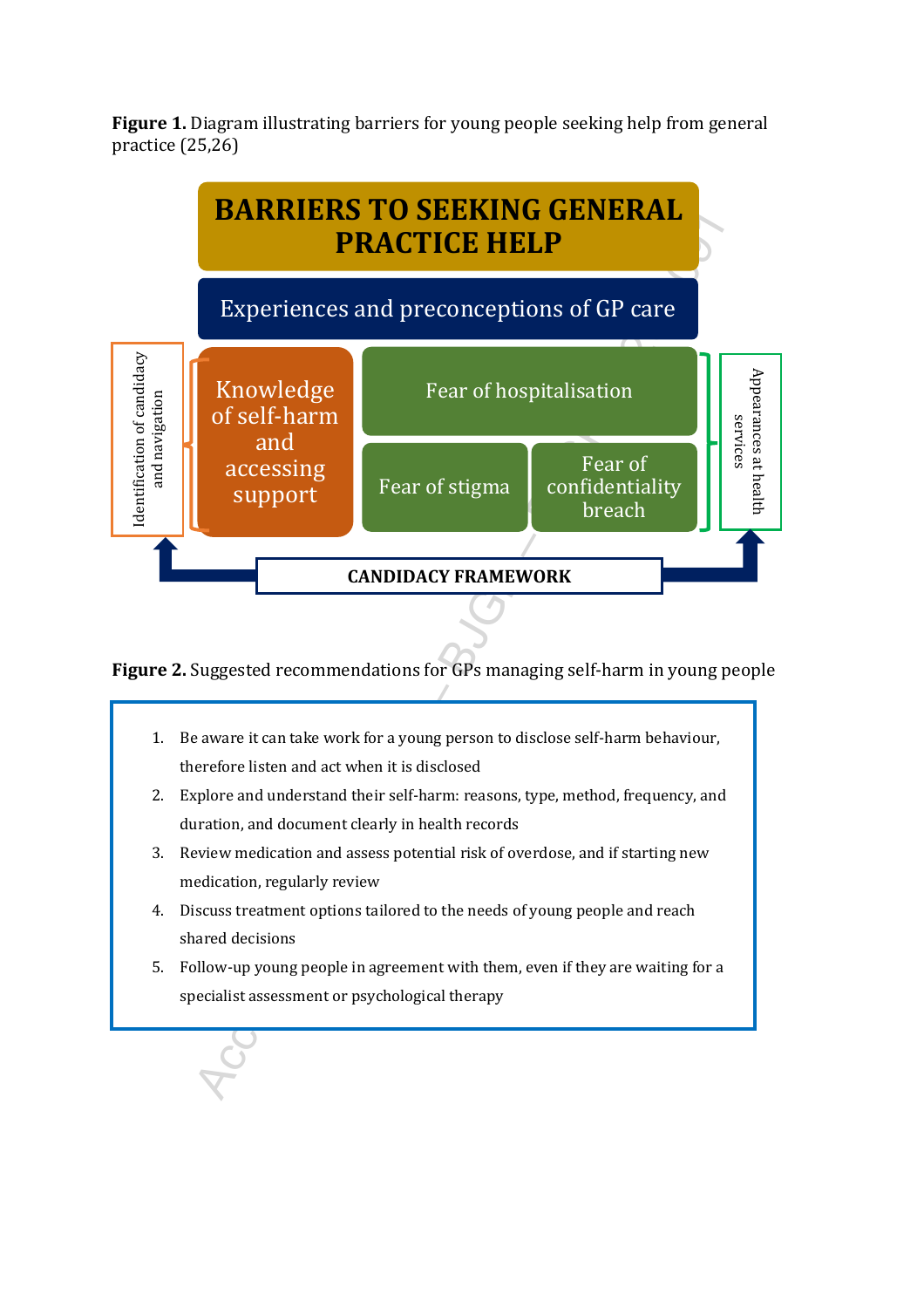**Figure 1.** Diagram illustrating barriers for young people seeking help from general practice (25,26)

BARRIERS TO SEEKING GENERAL PRACTICE HELP

Experiences and preconceptions of GP care

Identification of candidacy and navigation

Knowledge of self-harm and accessing support

Fear of hospitalisation

Fear of stigma

Fear of confidentiality breach

Appearances at health services

CANDIDACY FRAMEWORK

**Figure 2.** Suggested recommendations for GPs managing self-harm in young people

1. Be aware it can take work for a young person to disclose self-harm behaviour, therefore listen and act when it is disclosed
2. Explore and understand their self-harm: reasons, type, method, frequency, and duration, and document clearly in health records
3. Review medication and assess potential risk of overdose, and if starting new medication, regularly review
4. Discuss treatment options tailored to the needs of young people and reach shared decisions
5. Follow-up young people in agreement with them, even if they are waiting for a specialist assessment or psychological therapy